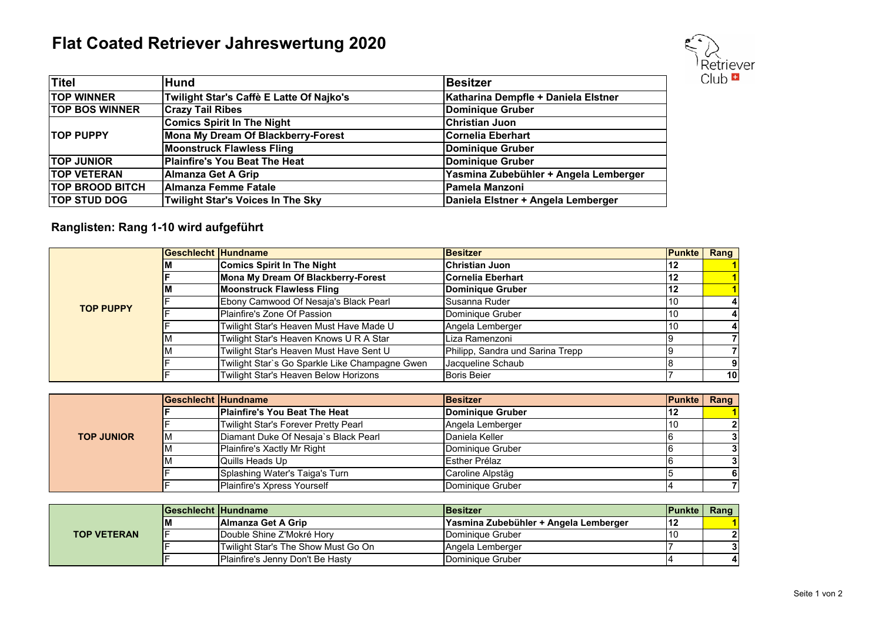# Flat Coated Retriever Jahreswertung 2020

| Titel | Hund | Besitzer |
|---|---|---|
| **TOP WINNER** | **Twilight Star's Caffè E Latte Of Najko's** | **Katharina Dempfle + Daniela Elstner** |
| **TOP BOS WINNER** | **Crazy Tail Ribes** | **Dominique Gruber** |
| **TOP PUPPY** | **Comics Spirit In The Night** | **Christian Juon** |
| | **Mona My Dream Of Blackberry-Forest** | **Cornelia Eberhart** |
| | **Moonstruck Flawless Fling** | **Dominique Gruber** |
| **TOP JUNIOR** | **Plainfire's You Beat The Heat** | **Dominique Gruber** |
| **TOP VETERAN** | **Almanza Get A Grip** | **Yasmina Zubebühler + Angela Lemberger** |
| **TOP BROOD BITCH** | **Almanza Femme Fatale** | **Pamela Manzoni** |
| **TOP STUD DOG** | **Twilight Star's Voices In The Sky** | **Daniela Elstner + Angela Lemberger** |

## Ranglisten: Rang 1-10 wird aufgeführt

| | Geschlecht | Hundname | Besitzer | Punkte | Rang |
|---|---|---|---|---|---|
| **TOP PUPPY** | **M** | **Comics Spirit In The Night** | **Christian Juon** | **12** | **1** |
| | **F** | **Mona My Dream Of Blackberry-Forest** | **Cornelia Eberhart** | **12** | **1** |
| | **M** | **Moonstruck Flawless Fling** | **Dominique Gruber** | **12** | **1** |
| | F | Ebony Camwood Of Nesaja's Black Pearl | Susanna Ruder | 10 | 4 |
| | F | Plainfire's Zone Of Passion | Dominique Gruber | 10 | 4 |
| | F | Twilight Star's Heaven Must Have Made U | Angela Lemberger | 10 | 4 |
| | M | Twilight Star's Heaven Knows U R A Star | Liza Ramenzoni | 9 | 7 |
| | M | Twilight Star's Heaven Must Have Sent U | Philipp, Sandra und Sarina Trepp | 9 | 7 |
| | F | Twilight Star`s Go Sparkle Like Champagne Gwen | Jacqueline Schaub | 8 | 9 |
| | F | Twilight Star's Heaven Below Horizons | Boris Beier | 7 | 10 |

| | Geschlecht | Hundname | Besitzer | Punkte | Rang |
|---|---|---|---|---|---|
| **TOP JUNIOR** | **F** | **Plainfire's You Beat The Heat** | **Dominique Gruber** | **12** | **1** |
| | F | Twilight Star's Forever Pretty Pearl | Angela Lemberger | 10 | 2 |
| | M | Diamant Duke Of Nesaja`s Black Pearl | Daniela Keller | 6 | 3 |
| | M | Plainfire's Xactly Mr Right | Dominique Gruber | 6 | 3 |
| | M | Quills Heads Up | Esther Prélaz | 6 | 3 |
| | F | Splashing Water's Taiga's Turn | Caroline Alpstäg | 5 | 6 |
| | F | Plainfire's Xpress Yourself | Dominique Gruber | 4 | 7 |

| | Geschlecht | Hundname | Besitzer | Punkte | Rang |
|---|---|---|---|---|---|
| **TOP VETERAN** | **M** | **Almanza Get A Grip** | **Yasmina Zubebühler + Angela Lemberger** | **12** | **1** |
| | F | Double Shine Z'Mokré Hory | Dominique Gruber | 10 | 2 |
| | F | Twilight Star's The Show Must Go On | Angela Lemberger | 7 | 3 |
| | F | Plainfire's Jenny Don't Be Hasty | Dominique Gruber | 4 | 4 |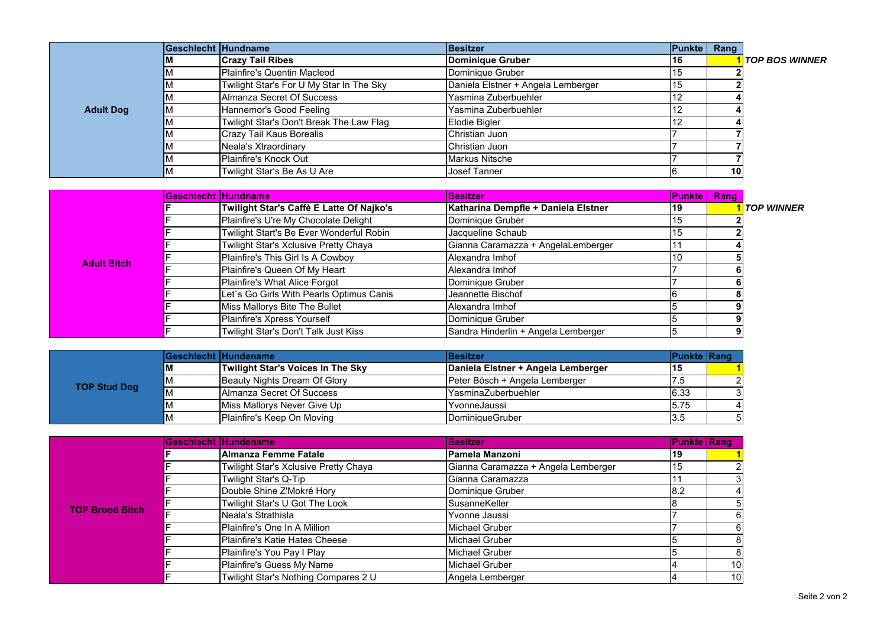| | Geschlecht | Hundname | Besitzer | Punkte | Rang | |
|---|---|---|---|---|---|---|
| **Adult Dog** | **M** | **Crazy Tail Ribes** | **Dominique Gruber** | **16** | **1** | ***TOP BOS WINNER*** |
| | M | Plainfire's Quentin Macleod | Dominique Gruber | 15 | 2 | |
| | M | Twilight Star's For U My Star In The Sky | Daniela Elstner + Angela Lemberger | 15 | 2 | |
| | M | Almanza Secret Of Success | Yasmina Zuberbuehler | 12 | 4 | |
| | M | Hannemor's Good Feeling | Yasmina Zuberbuehler | 12 | 4 | |
| | M | Twilight Star's Don't Break The Law Flag | Elodie Bigler | 12 | 4 | |
| | M | Crazy Tail Kaus Borealis | Christian Juon | 7 | 7 | |
| | M | Neala's Xtraordinary | Christian Juon | 7 | 7 | |
| | M | Plainfire's Knock Out | Markus Nitsche | 7 | 7 | |
| | M | Twilight Star's Be As U Are | Josef Tanner | 6 | 10 | |

| | Geschlecht | Hundname | Besitzer | Punkte | Rang | |
|---|---|---|---|---|---|---|
| **Adult Bitch** | **F** | **Twilight Star's Caffè E Latte Of Najko's** | **Katharina Dempfle + Daniela Elstner** | **19** | **1** | ***TOP WINNER*** |
| | F | Plainfire's U're My Chocolate Delight | Dominique Gruber | 15 | 2 | |
| | F | Twilight Start's Be Ever Wonderful Robin | Jacqueline Schaub | 15 | 2 | |
| | F | Twilight Star's Xclusive Pretty Chaya | Gianna Caramazza + AngelaLemberger | 11 | 4 | |
| | F | Plainfire's This Girl Is A Cowboy | Alexandra Imhof | 10 | 5 | |
| | F | Plainfire's Queen Of My Heart | Alexandra Imhof | 7 | 6 | |
| | F | Plainfire's What Alice Forgot | Dominique Gruber | 7 | 6 | |
| | F | Let`s Go Girls With Pearls Optimus Canis | Jeannette Bischof | 6 | 8 | |
| | F | Miss Mallorys Bite The Bullet | Alexandra Imhof | 5 | 9 | |
| | F | Plainfire's Xpress Yourself | Dominique Gruber | 5 | 9 | |
| | F | Twilight Star's Don't Talk Just Kiss | Sandra Hinderlin + Angela Lemberger | 5 | 9 | |

| | Geschlecht | Hundename | Besitzer | Punkte | Rang |
|---|---|---|---|---|---|
| **TOP Stud Dog** | **M** | **Twilight Star's Voices In The Sky** | **Daniela Elstner + Angela Lemberger** | **15** | **1** |
| | M | Beauty Nights Dream Of Glory | Peter Bösch + Angela Lemberger | 7.5 | 2 |
| | M | Almanza Secret Of Success | YasminaZuberbuehler | 6.33 | 3 |
| | M | Miss Mallorys Never Give Up | YvonneJaussi | 5.75 | 4 |
| | M | Plainfire's Keep On Moving | DominiqueGruber | 3.5 | 5 |

| | Geschlecht | Hundename | Besitzer | Punkte | Rang |
|---|---|---|---|---|---|
| **TOP Brood Bitch** | **F** | **Almanza Femme Fatale** | **Pamela Manzoni** | **19** | **1** |
| | F | Twilight Star's Xclusive Pretty Chaya | Gianna Caramazza + Angela Lemberger | 15 | 2 |
| | F | Twilight Star's Q-Tip | Gianna Caramazza | 11 | 3 |
| | F | Double Shine Z'Mokré Hory | Dominique Gruber | 8.2 | 4 |
| | F | Twilight Star's U Got The Look | SusanneKeller | 8 | 5 |
| | F | Neala's Strathisla | Yvonne Jaussi | 7 | 6 |
| | F | Plainfire's One In A Million | Michael Gruber | 7 | 6 |
| | F | Plainfire's Katie Hates Cheese | Michael Gruber | 5 | 8 |
| | F | Plainfire's You Pay I Play | Michael Gruber | 5 | 8 |
| | F | Plainfire's Guess My Name | Michael Gruber | 4 | 10 |
| | F | Twilight Star's Nothing Compares 2 U | Angela Lemberger | 4 | 10 |